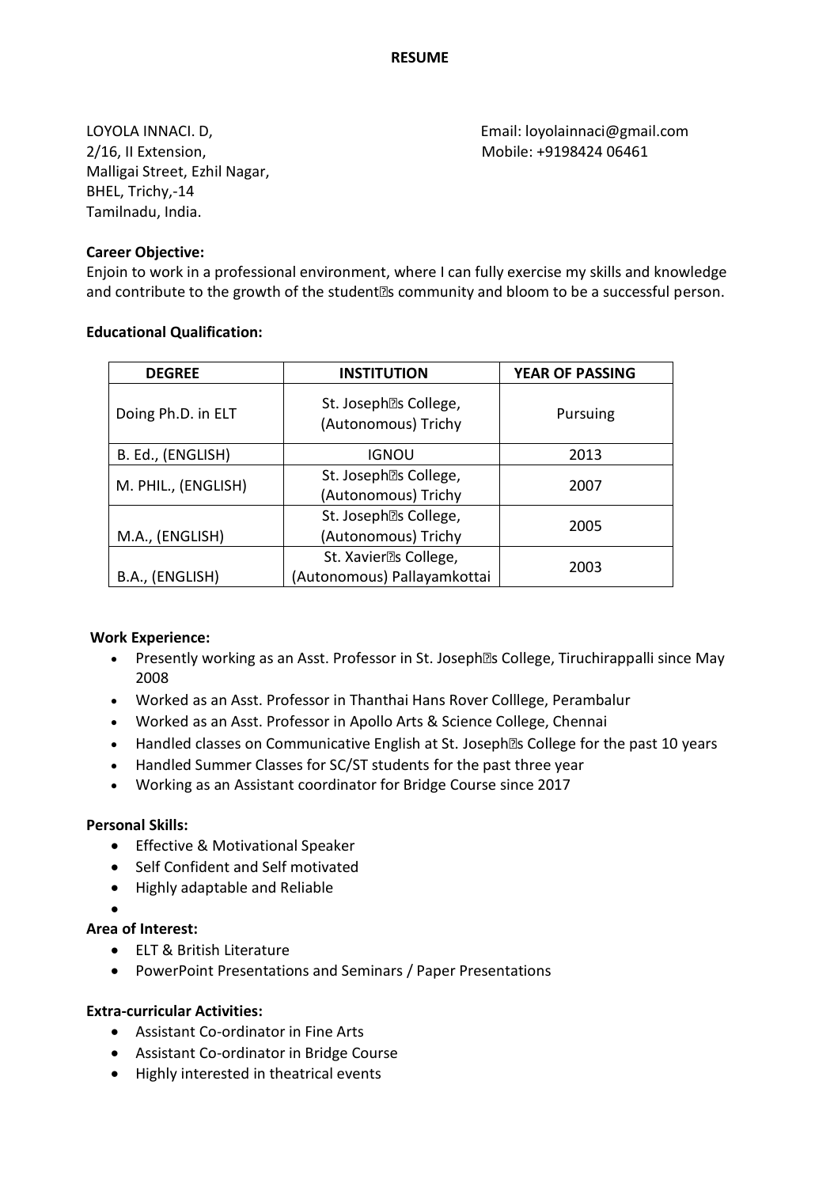# RESUME

LOYOLA INNACI. D,
2/16, II Extension,
Malligai Street, Ezhil Nagar,
BHEL, Trichy,-14
Tamilnadu, India.

Email: loyolainnaci@gmail.com
Mobile: +9198424 06461

**Career Objective:**

Enjoin to work in a professional environment, where I can fully exercise my skills and knowledge and contribute to the growth of the student's community and bloom to be a successful person.

**Educational Qualification:**

| DEGREE | INSTITUTION | YEAR OF PASSING |
|---|---|---|
| Doing Ph.D. in ELT | St. Joseph's College, (Autonomous) Trichy | Pursuing |
| B. Ed., (ENGLISH) | IGNOU | 2013 |
| M. PHIL., (ENGLISH) | St. Joseph's College, (Autonomous) Trichy | 2007 |
| M.A., (ENGLISH) | St. Joseph's College, (Autonomous) Trichy | 2005 |
| B.A., (ENGLISH) | St. Xavier's College, (Autonomous) Pallayamkottai | 2003 |

**Work Experience:**

- Presently working as an Asst. Professor in St. Joseph's College, Tiruchirappalli since May 2008
- Worked as an Asst. Professor in Thanthai Hans Rover Colllege, Perambalur
- Worked as an Asst. Professor in Apollo Arts & Science College, Chennai
- Handled classes on Communicative English at St. Joseph's College for the past 10 years
- Handled Summer Classes for SC/ST students for the past three year
- Working as an Assistant coordinator for Bridge Course since 2017

**Personal Skills:**

- Effective & Motivational Speaker
- Self Confident and Self motivated
- Highly adaptable and Reliable

**Area of Interest:**

- ELT & British Literature
- PowerPoint Presentations and Seminars / Paper Presentations

**Extra-curricular Activities:**

- Assistant Co-ordinator in Fine Arts
- Assistant Co-ordinator in Bridge Course
- Highly interested in theatrical events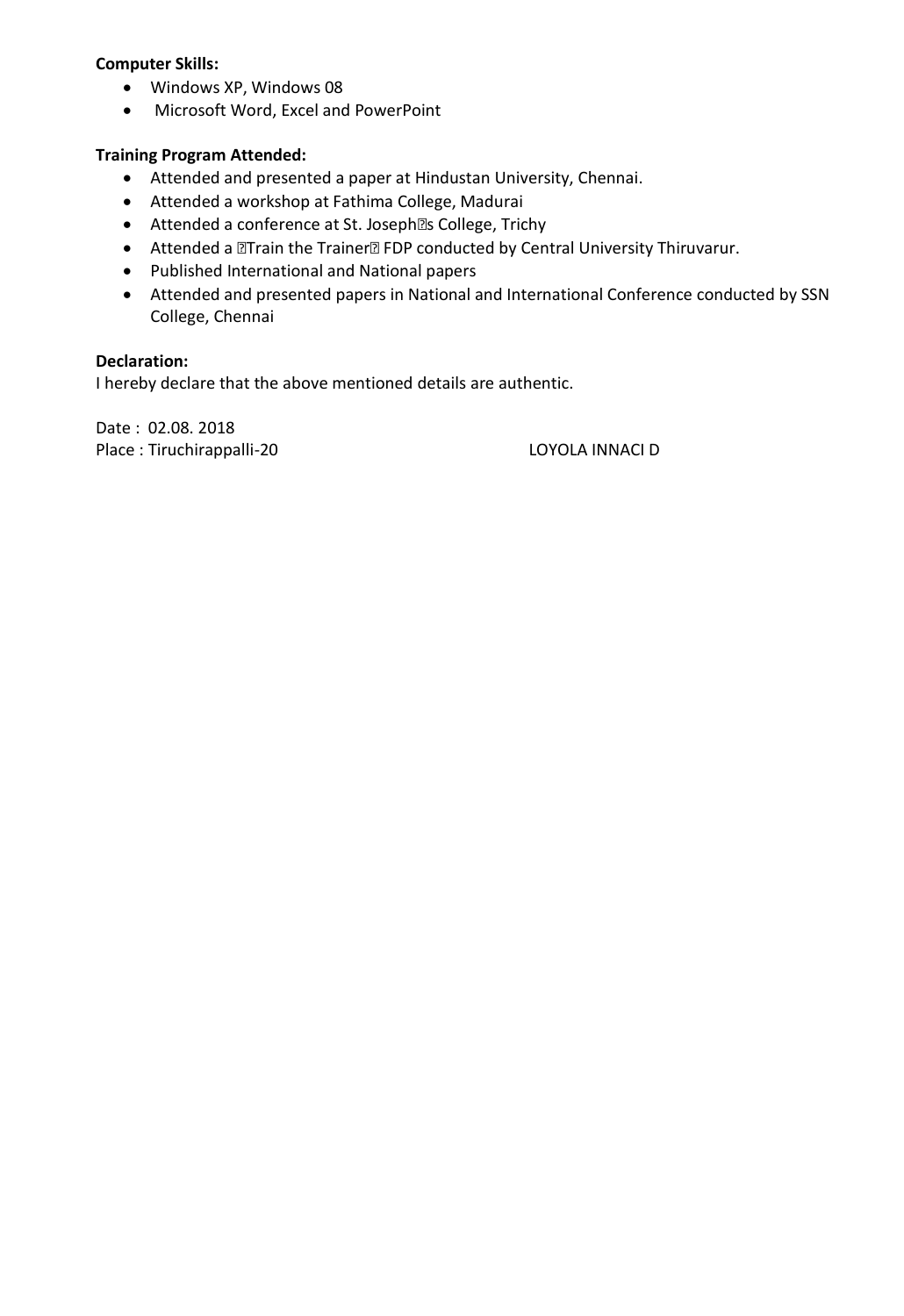**Computer Skills:**

- Windows XP, Windows 08
- Microsoft Word, Excel and PowerPoint

**Training Program Attended:**

- Attended and presented a paper at Hindustan University, Chennai.
- Attended a workshop at Fathima College, Madurai
- Attended a conference at St. Joseph's College, Trichy
- Attended a "Train the Trainer" FDP conducted by Central University Thiruvarur.
- Published International and National papers
- Attended and presented papers in National and International Conference conducted by SSN College, Chennai

**Declaration:**

I hereby declare that the above mentioned details are authentic.

Date : 02.08. 2018

Place : Tiruchirappalli-20 LOYOLA INNACI D